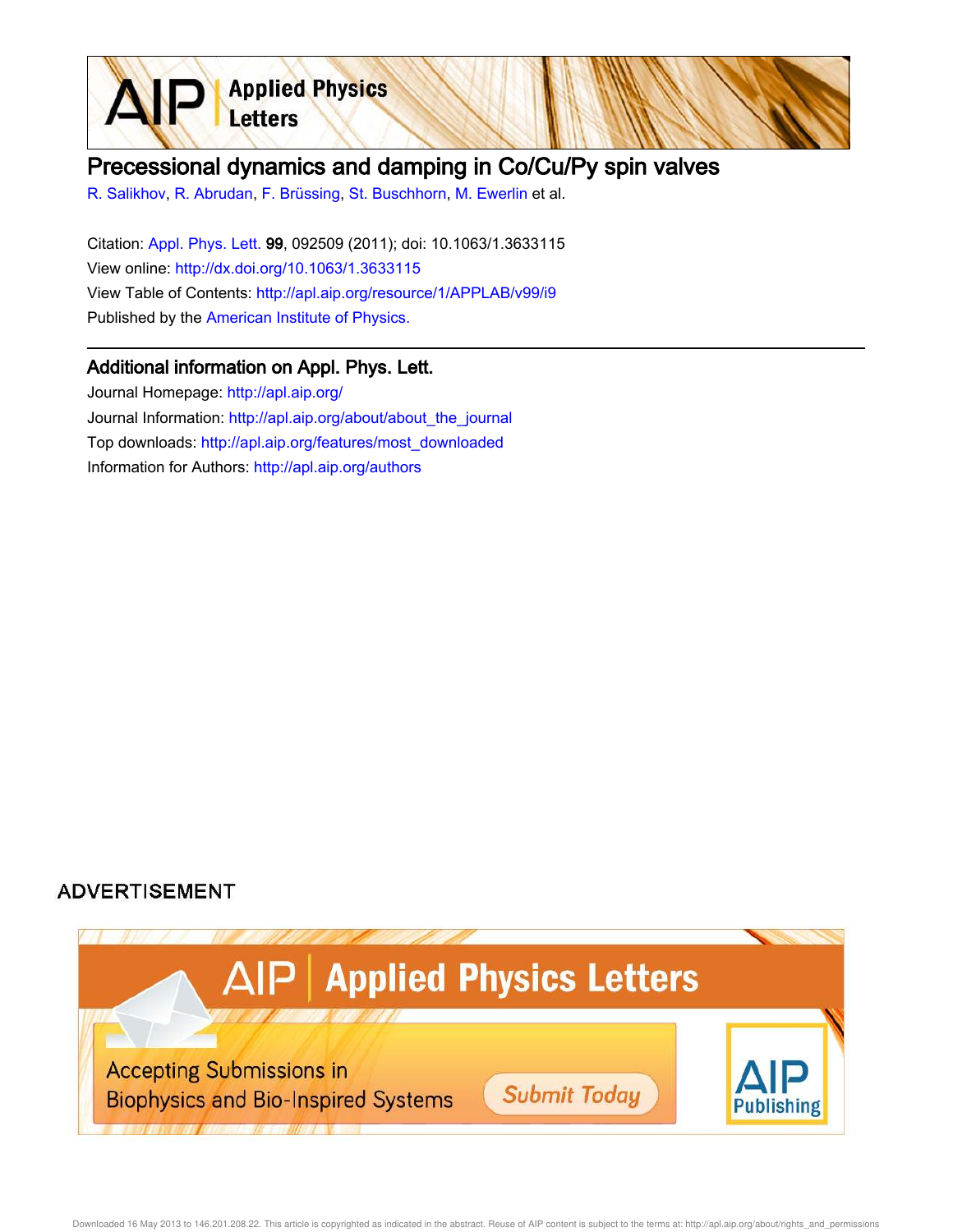# Precessional dynamics and damping in Co/Cu/Py spin valves

R. Salikhov, R. Abrudan, F. Brüssing, St. Buschhorn, M. Ewerlin et al.

Citation: Appl. Phys. Lett. **99**, 092509 (2011); doi: 10.1063/1.3633115

View online: http://dx.doi.org/10.1063/1.3633115

View Table of Contents: http://apl.aip.org/resource/1/APPLAB/v99/i9

Published by the American Institute of Physics.

## Additional information on Appl. Phys. Lett.

Journal Homepage: http://apl.aip.org/

Journal Information: http://apl.aip.org/about/about_the_journal

Top downloads: http://apl.aip.org/features/most_downloaded

Information for Authors: http://apl.aip.org/authors

ADVERTISEMENT

AIP | Applied Physics Letters

Accepting Submissions in Biophysics and Bio-Inspired Systems

Submit Today

AIP Publishing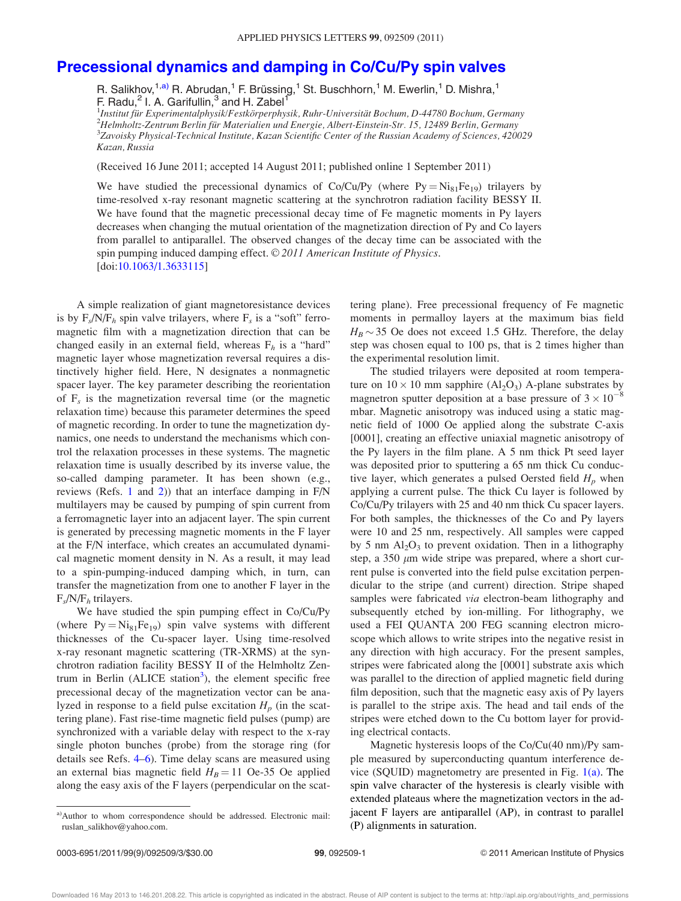# Precessional dynamics and damping in Co/Cu/Py spin valves

R. Salikhov,[1,a)] R. Abrudan,[1] F. Brüssing,[1] St. Buschhorn,[1] M. Ewerlin,[1] D. Mishra,[1] F. Radu,[2] I. A. Garifullin,[3] and H. Zabel[1]

[1]*Institut für Experimentalphysik/Festkörperphysik, Ruhr-Universität Bochum, D-44780 Bochum, Germany*
[2]*Helmholtz-Zentrum Berlin für Materialien und Energie, Albert-Einstein-Str. 15, 12489 Berlin, Germany*
[3]*Zavoisky Physical-Technical Institute, Kazan Scientific Center of the Russian Academy of Sciences, 420029 Kazan, Russia*

(Received 16 June 2011; accepted 14 August 2011; published online 1 September 2011)

We have studied the precessional dynamics of Co/Cu/Py (where Py = $Ni_{81}Fe_{19}$) trilayers by time-resolved x-ray resonant magnetic scattering at the synchrotron radiation facility BESSY II. We have found that the magnetic precessional decay time of Fe magnetic moments in Py layers decreases when changing the mutual orientation of the magnetization direction of Py and Co layers from parallel to antiparallel. The observed changes of the decay time can be associated with the spin pumping induced damping effect. © *2011 American Institute of Physics.* [doi:10.1063/1.3633115]

A simple realization of giant magnetoresistance devices is by $F_s$/N/$F_h$ spin valve trilayers, where $F_s$ is a "soft" ferromagnetic film with a magnetization direction that can be changed easily in an external field, whereas $F_h$ is a "hard" magnetic layer whose magnetization reversal requires a distinctively higher field. Here, N designates a nonmagnetic spacer layer. The key parameter describing the reorientation of $F_s$ is the magnetization reversal time (or the magnetic relaxation time) because this parameter determines the speed of magnetic recording. In order to tune the magnetization dynamics, one needs to understand the mechanisms which control the relaxation processes in these systems. The magnetic relaxation time is usually described by its inverse value, the so-called damping parameter. It has been shown (e.g., reviews (Refs. 1 and 2)) that an interface damping in F/N multilayers may be caused by pumping of spin current from a ferromagnetic layer into an adjacent layer. The spin current is generated by precessing magnetic moments in the F layer at the F/N interface, which creates an accumulated dynamical magnetic moment density in N. As a result, it may lead to a spin-pumping-induced damping which, in turn, can transfer the magnetization from one to another F layer in the $F_s$/N/$F_h$ trilayers.

We have studied the spin pumping effect in Co/Cu/Py (where Py = $Ni_{81}Fe_{19}$) spin valve systems with different thicknesses of the Cu-spacer layer. Using time-resolved x-ray resonant magnetic scattering (TR-XRMS) at the synchrotron radiation facility BESSY II of the Helmholtz Zentrum in Berlin (ALICE station[3]), the element specific free precessional decay of the magnetization vector can be analyzed in response to a field pulse excitation $H_p$ (in the scattering plane). Fast rise-time magnetic field pulses (pump) are synchronized with a variable delay with respect to the x-ray single photon bunches (probe) from the storage ring (for details see Refs. 4–6). Time delay scans are measured using an external bias magnetic field $H_B$ = 11 Oe-35 Oe applied along the easy axis of the F layers (perpendicular on the scattering plane). Free precessional frequency of Fe magnetic moments in permalloy layers at the maximum bias field $H_B \sim 35$ Oe does not exceed 1.5 GHz. Therefore, the delay step was chosen equal to 100 ps, that is 2 times higher than the experimental resolution limit.

The studied trilayers were deposited at room temperature on 10 × 10 mm sapphire ($Al_2O_3$) A-plane substrates by magnetron sputter deposition at a base pressure of $3 \times 10^{-8}$ mbar. Magnetic anisotropy was induced using a static magnetic field of 1000 Oe applied along the substrate C-axis [0001], creating an effective uniaxial magnetic anisotropy of the Py layers in the film plane. A 5 nm thick Pt seed layer was deposited prior to sputtering a 65 nm thick Cu conductive layer, which generates a pulsed Oersted field $H_p$ when applying a current pulse. The thick Cu layer is followed by Co/Cu/Py trilayers with 25 and 40 nm thick Cu spacer layers. For both samples, the thicknesses of the Co and Py layers were 10 and 25 nm, respectively. All samples were capped by 5 nm $Al_2O_3$ to prevent oxidation. Then in a lithography step, a 350 $\mu$m wide stripe was prepared, where a short current pulse is converted into the field pulse excitation perpendicular to the stripe (and current) direction. Stripe shaped samples were fabricated *via* electron-beam lithography and subsequently etched by ion-milling. For lithography, we used a FEI QUANTA 200 FEG scanning electron microscope which allows to write stripes into the negative resist in any direction with high accuracy. For the present samples, stripes were fabricated along the [0001] substrate axis which was parallel to the direction of applied magnetic field during film deposition, such that the magnetic easy axis of Py layers is parallel to the stripe axis. The head and tail ends of the stripes were etched down to the Cu bottom layer for providing electrical contacts.

Magnetic hysteresis loops of the Co/Cu(40 nm)/Py sample measured by superconducting quantum interference device (SQUID) magnetometry are presented in Fig. 1(a). The spin valve character of the hysteresis is clearly visible with extended plateaus where the magnetization vectors in the adjacent F layers are antiparallel (AP), in contrast to parallel (P) alignments in saturation.

---

a)Author to whom correspondence should be addressed. Electronic mail: ruslan_salikhov@yahoo.com.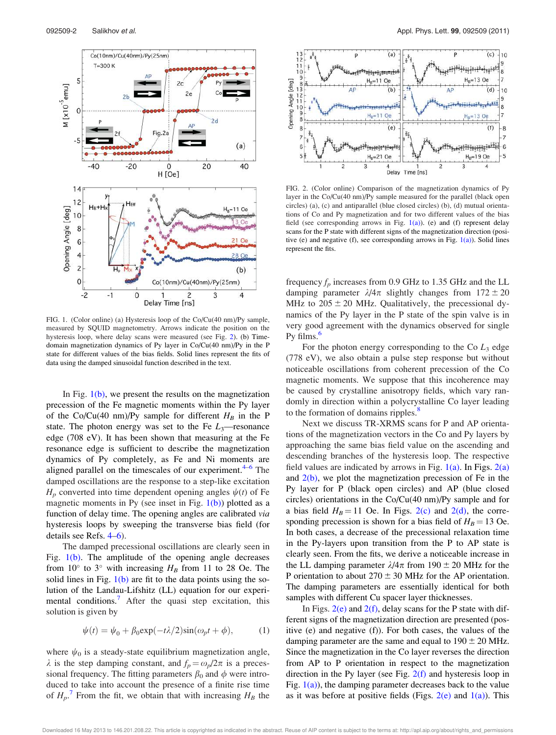FIG. 1. (Color online) (a) Hysteresis loop of the Co/Cu(40 nm)/Py sample, measured by SQUID magnetometry. Arrows indicate the position on the hysteresis loop, where delay scans were measured (see Fig. 2). (b) Time-domain magnetization dynamics of Py layer in Co/Cu(40 nm)/Py in the P state for different values of the bias fields. Solid lines represent the fits of data using the damped sinusoidal function described in the text.

In Fig. 1(b), we present the results on the magnetization precession of the Fe magnetic moments within the Py layer of the Co/Cu(40 nm)/Py sample for different $H_B$ in the P state. The photon energy was set to the Fe $L_3$—resonance edge (708 eV). It has been shown that measuring at the Fe resonance edge is sufficient to describe the magnetization dynamics of Py completely, as Fe and Ni moments are aligned parallel on the timescales of our experiment.[4–6] The damped oscillations are the response to a step-like excitation $H_p$ converted into time dependent opening angles $\psi(t)$ of Fe magnetic moments in Py (see inset in Fig. 1(b)) plotted as a function of delay time. The opening angles are calibrated *via* hysteresis loops by sweeping the transverse bias field (for details see Refs. 4–6).

The damped precessional oscillations are clearly seen in Fig. 1(b). The amplitude of the opening angle decreases from 10° to 3° with increasing $H_B$ from 11 to 28 Oe. The solid lines in Fig. 1(b) are fit to the data points using the solution of the Landau-Lifshitz (LL) equation for our experimental conditions.[7] After the quasi step excitation, this solution is given by

$$\psi(t) = \psi_0 + \beta_0 \exp(-t\lambda/2)\sin(\omega_p t + \phi), \tag{1}$$

where $\psi_0$ is a steady-state equilibrium magnetization angle, $\lambda$ is the step damping constant, and $f_p = \omega_p/2\pi$ is a precessional frequency. The fitting parameters $\beta_0$ and $\phi$ were introduced to take into account the presence of a finite rise time of $H_p$.[7] From the fit, we obtain that with increasing $H_B$ the frequency $f_p$ increases from 0.9 GHz to 1.35 GHz and the LL damping parameter $\lambda/4\pi$ slightly changes from $172 \pm 20$ MHz to $205 \pm 20$ MHz. Qualitatively, the precessional dynamics of the Py layer in the P state of the spin valve is in very good agreement with the dynamics observed for single Py films.[6]

FIG. 2. (Color online) Comparison of the magnetization dynamics of Py layer in the Co/Cu(40 nm)/Py sample measured for the parallel (black open circles) (a), (c) and antiparallel (blue closed circles) (b), (d) mutual orientations of Co and Py magnetization and for two different values of the bias field (see corresponding arrows in Fig. 1(a)). (e) and (f) represent delay scans for the P state with different signs of the magnetization direction (positive (e) and negative (f), see corresponding arrows in Fig. 1(a)). Solid lines represent the fits.

For the photon energy corresponding to the Co $L_3$ edge (778 eV), we also obtain a pulse step response but without noticeable oscillations from coherent precession of the Co magnetic moments. We suppose that this incoherence may be caused by crystalline anisotropy fields, which vary randomly in direction within a polycrystalline Co layer leading to the formation of domains ripples.[8]

Next we discuss TR-XRMS scans for P and AP orientations of the magnetization vectors in the Co and Py layers by approaching the same bias field value on the ascending and descending branches of the hysteresis loop. The respective field values are indicated by arrows in Fig. 1(a). In Figs. 2(a) and 2(b), we plot the magnetization precession of Fe in the Py layer for P (black open circles) and AP (blue closed circles) orientations in the Co/Cu(40 nm)/Py sample and for a bias field $H_B = 11$ Oe. In Figs. 2(c) and 2(d), the corresponding precession is shown for a bias field of $H_B = 13$ Oe. In both cases, a decrease of the precessional relaxation time in the Py-layers upon transition from the P to AP state is clearly seen. From the fits, we derive a noticeable increase in the LL damping parameter $\lambda/4\pi$ from $190 \pm 20$ MHz for the P orientation to about $270 \pm 30$ MHz for the AP orientation. The damping parameters are essentially identical for both samples with different Cu spacer layer thicknesses.

In Figs. 2(e) and 2(f), delay scans for the P state with different signs of the magnetization direction are presented (positive (e) and negative (f)). For both cases, the values of the damping parameter are the same and equal to $190 \pm 20$ MHz. Since the magnetization in the Co layer reverses the direction from AP to P orientation in respect to the magnetization direction in the Py layer (see Fig. 2(f) and hysteresis loop in Fig. 1(a)), the damping parameter decreases back to the value as it was before at positive fields (Figs. 2(e) and 1(a)). This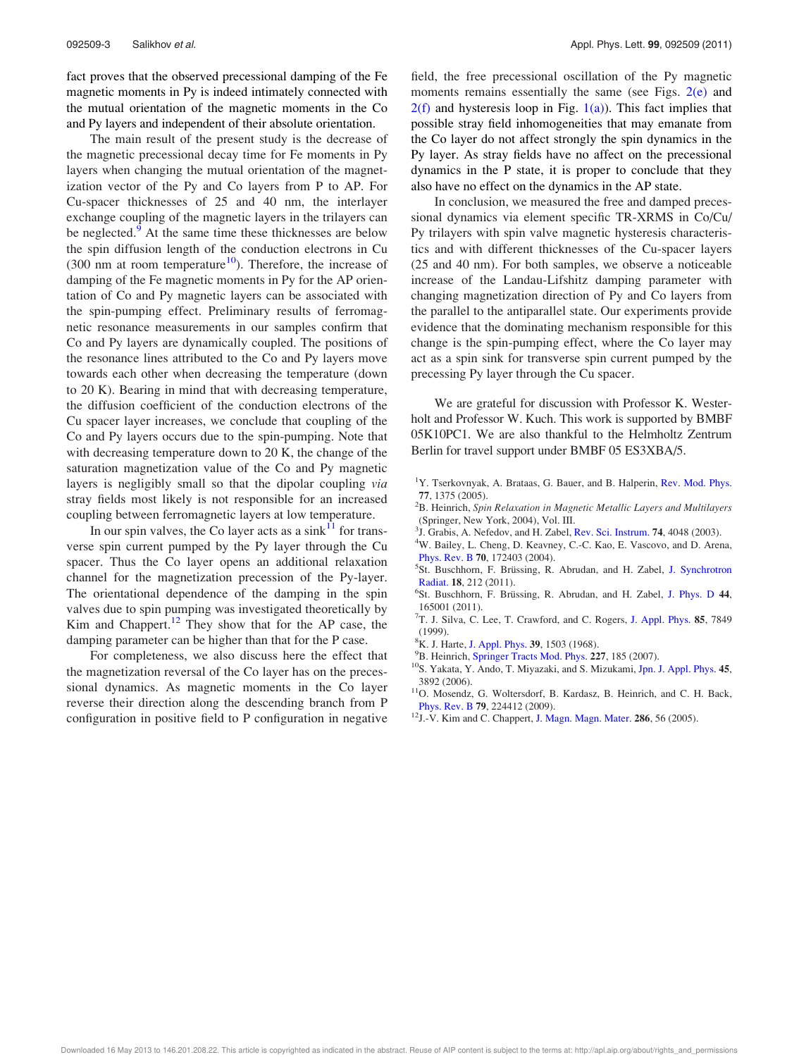fact proves that the observed precessional damping of the Fe magnetic moments in Py is indeed intimately connected with the mutual orientation of the magnetic moments in the Co and Py layers and independent of their absolute orientation.

The main result of the present study is the decrease of the magnetic precessional decay time for Fe moments in Py layers when changing the mutual orientation of the magnetization vector of the Py and Co layers from P to AP. For Cu-spacer thicknesses of 25 and 40 nm, the interlayer exchange coupling of the magnetic layers in the trilayers can be neglected.[9] At the same time these thicknesses are below the spin diffusion length of the conduction electrons in Cu (300 nm at room temperature[10]). Therefore, the increase of damping of the Fe magnetic moments in Py for the AP orientation of Co and Py magnetic layers can be associated with the spin-pumping effect. Preliminary results of ferromagnetic resonance measurements in our samples confirm that Co and Py layers are dynamically coupled. The positions of the resonance lines attributed to the Co and Py layers move towards each other when decreasing the temperature (down to 20 K). Bearing in mind that with decreasing temperature, the diffusion coefficient of the conduction electrons of the Cu spacer layer increases, we conclude that coupling of the Co and Py layers occurs due to the spin-pumping. Note that with decreasing temperature down to 20 K, the change of the saturation magnetization value of the Co and Py magnetic layers is negligibly small so that the dipolar coupling *via* stray fields most likely is not responsible for an increased coupling between ferromagnetic layers at low temperature.

In our spin valves, the Co layer acts as a sink[11] for transverse spin current pumped by the Py layer through the Cu spacer. Thus the Co layer opens an additional relaxation channel for the magnetization precession of the Py-layer. The orientational dependence of the damping in the spin valves due to spin pumping was investigated theoretically by Kim and Chappert.[12] They show that for the AP case, the damping parameter can be higher than that for the P case.

For completeness, we also discuss here the effect that the magnetization reversal of the Co layer has on the precessional dynamics. As magnetic moments in the Co layer reverse their direction along the descending branch from P configuration in positive field to P configuration in negative field, the free precessional oscillation of the Py magnetic moments remains essentially the same (see Figs. 2(e) and 2(f) and hysteresis loop in Fig. 1(a)). This fact implies that possible stray field inhomogeneities that may emanate from the Co layer do not affect strongly the spin dynamics in the Py layer. As stray fields have no affect on the precessional dynamics in the P state, it is proper to conclude that they also have no effect on the dynamics in the AP state.

In conclusion, we measured the free and damped precessional dynamics via element specific TR-XRMS in Co/Cu/Py trilayers with spin valve magnetic hysteresis characteristics and with different thicknesses of the Cu-spacer layers (25 and 40 nm). For both samples, we observe a noticeable increase of the Landau-Lifshitz damping parameter with changing magnetization direction of Py and Co layers from the parallel to the antiparallel state. Our experiments provide evidence that the dominating mechanism responsible for this change is the spin-pumping effect, where the Co layer may act as a spin sink for transverse spin current pumped by the precessing Py layer through the Cu spacer.

We are grateful for discussion with Professor K. Westerholt and Professor W. Kuch. This work is supported by BMBF 05K10PC1. We are also thankful to the Helmholtz Zentrum Berlin for travel support under BMBF 05 ES3XBA/5.

[1] Y. Tserkovnyak, A. Brataas, G. Bauer, and B. Halperin, Rev. Mod. Phys. **77**, 1375 (2005).
[2] B. Heinrich, *Spin Relaxation in Magnetic Metallic Layers and Multilayers* (Springer, New York, 2004), Vol. III.
[3] J. Grabis, A. Nefedov, and H. Zabel, Rev. Sci. Instrum. **74**, 4048 (2003).
[4] W. Bailey, L. Cheng, D. Keavney, C.-C. Kao, E. Vascovo, and D. Arena, Phys. Rev. B **70**, 172403 (2004).
[5] St. Buschhorn, F. Brüssing, R. Abrudan, and H. Zabel, J. Synchrotron Radiat. **18**, 212 (2011).
[6] St. Buschhorn, F. Brüssing, R. Abrudan, and H. Zabel, J. Phys. D **44**, 165001 (2011).
[7] T. J. Silva, C. Lee, T. Crawford, and C. Rogers, J. Appl. Phys. **85**, 7849 (1999).
[8] K. J. Harte, J. Appl. Phys. **39**, 1503 (1968).
[9] B. Heinrich, Springer Tracts Mod. Phys. **227**, 185 (2007).
[10] S. Yakata, Y. Ando, T. Miyazaki, and S. Mizukami, Jpn. J. Appl. Phys. **45**, 3892 (2006).
[11] O. Mosendz, G. Woltersdorf, B. Kardasz, B. Heinrich, and C. H. Back, Phys. Rev. B **79**, 224412 (2009).
[12] J.-V. Kim and C. Chappert, J. Magn. Magn. Mater. **286**, 56 (2005).